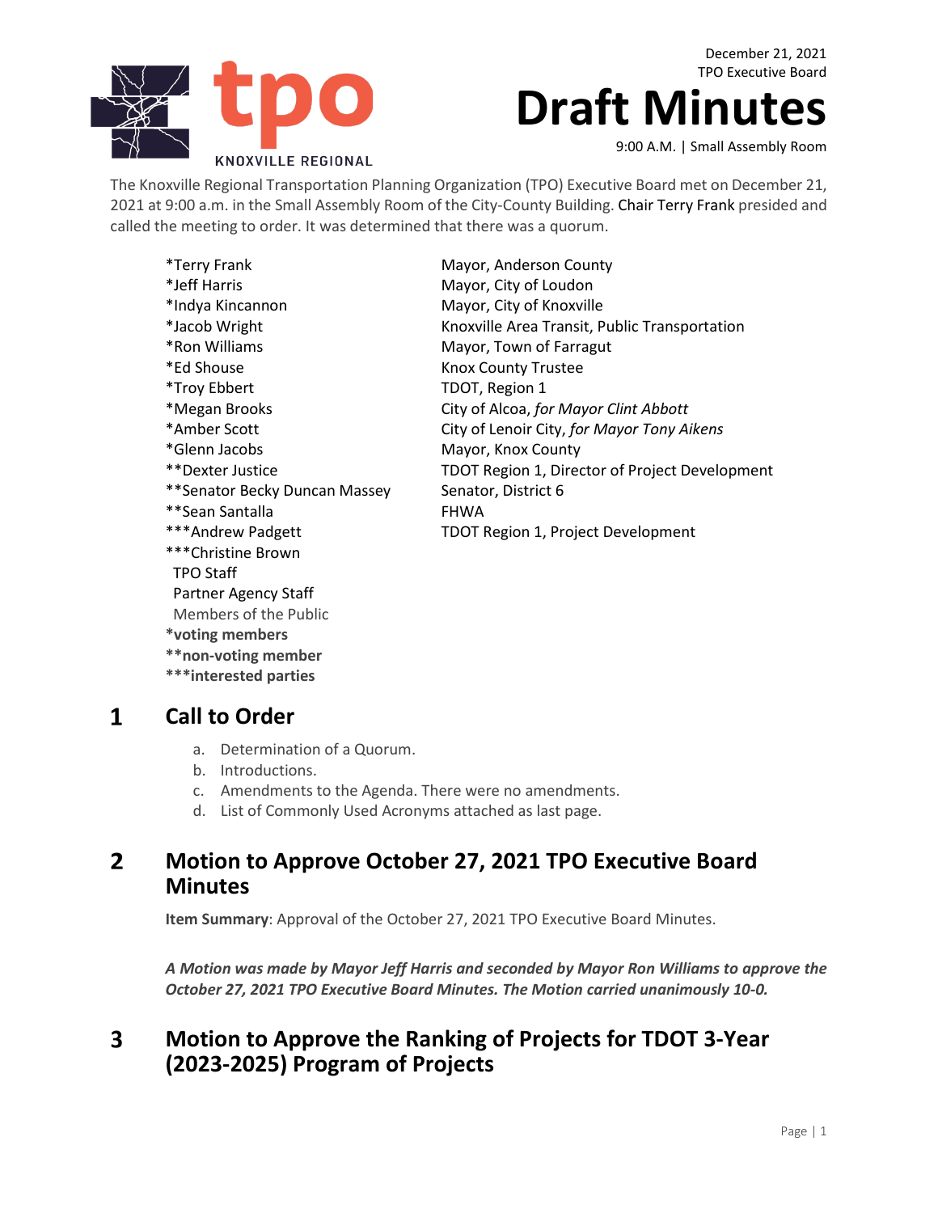December 21, 2021
TPO Executive Board

# Draft Minutes

9:00 A.M. | Small Assembly Room

tpo KNOXVILLE REGIONAL

The Knoxville Regional Transportation Planning Organization (TPO) Executive Board met on December 21, 2021 at 9:00 a.m. in the Small Assembly Room of the City-County Building. Chair Terry Frank presided and called the meeting to order. It was determined that there was a quorum.

| | |
|---|---|
| *Terry Frank | Mayor, Anderson County |
| *Jeff Harris | Mayor, City of Loudon |
| *Indya Kincannon | Mayor, City of Knoxville |
| *Jacob Wright | Knoxville Area Transit, Public Transportation |
| *Ron Williams | Mayor, Town of Farragut |
| *Ed Shouse | Knox County Trustee |
| *Troy Ebbert | TDOT, Region 1 |
| *Megan Brooks | City of Alcoa, *for Mayor Clint Abbott* |
| *Amber Scott | City of Lenoir City, *for Mayor Tony Aikens* |
| *Glenn Jacobs | Mayor, Knox County |
| **Dexter Justice | TDOT Region 1, Director of Project Development |
| **Senator Becky Duncan Massey | Senator, District 6 |
| **Sean Santalla | FHWA |
| ***Andrew Padgett | TDOT Region 1, Project Development |
| ***Christine Brown | |
| TPO Staff | |
| Partner Agency Staff | |
| Members of the Public | |

***voting members**
****non-voting member**
*****interested parties**

## 1 Call to Order

a. Determination of a Quorum.
b. Introductions.
c. Amendments to the Agenda. There were no amendments.
d. List of Commonly Used Acronyms attached as last page.

## 2 Motion to Approve October 27, 2021 TPO Executive Board Minutes

**Item Summary**: Approval of the October 27, 2021 TPO Executive Board Minutes.

***A Motion was made by Mayor Jeff Harris and seconded by Mayor Ron Williams to approve the October 27, 2021 TPO Executive Board Minutes. The Motion carried unanimously 10-0.***

## 3 Motion to Approve the Ranking of Projects for TDOT 3-Year (2023-2025) Program of Projects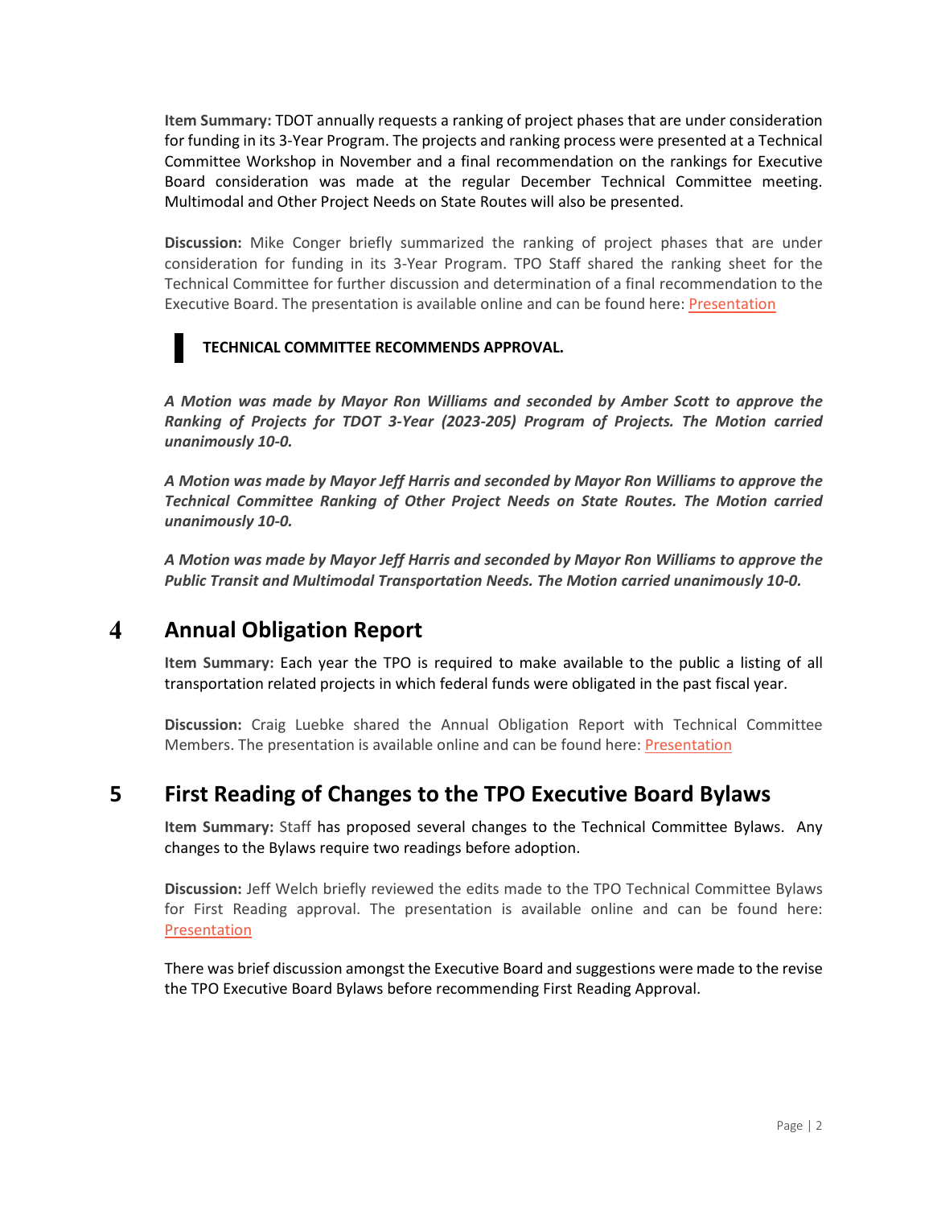**Item Summary:** TDOT annually requests a ranking of project phases that are under consideration for funding in its 3-Year Program. The projects and ranking process were presented at a Technical Committee Workshop in November and a final recommendation on the rankings for Executive Board consideration was made at the regular December Technical Committee meeting. Multimodal and Other Project Needs on State Routes will also be presented.

**Discussion:** Mike Conger briefly summarized the ranking of project phases that are under consideration for funding in its 3-Year Program. TPO Staff shared the ranking sheet for the Technical Committee for further discussion and determination of a final recommendation to the Executive Board. The presentation is available online and can be found here: Presentation

**TECHNICAL COMMITTEE RECOMMENDS APPROVAL.**

***A Motion was made by Mayor Ron Williams and seconded by Amber Scott to approve the Ranking of Projects for TDOT 3-Year (2023-205) Program of Projects. The Motion carried unanimously 10-0.***

***A Motion was made by Mayor Jeff Harris and seconded by Mayor Ron Williams to approve the Technical Committee Ranking of Other Project Needs on State Routes. The Motion carried unanimously 10-0.***

***A Motion was made by Mayor Jeff Harris and seconded by Mayor Ron Williams to approve the Public Transit and Multimodal Transportation Needs. The Motion carried unanimously 10-0.***

## 4 Annual Obligation Report

**Item Summary:** Each year the TPO is required to make available to the public a listing of all transportation related projects in which federal funds were obligated in the past fiscal year.

**Discussion:** Craig Luebke shared the Annual Obligation Report with Technical Committee Members. The presentation is available online and can be found here: Presentation

## 5 First Reading of Changes to the TPO Executive Board Bylaws

**Item Summary:** Staff has proposed several changes to the Technical Committee Bylaws. Any changes to the Bylaws require two readings before adoption.

**Discussion:** Jeff Welch briefly reviewed the edits made to the TPO Technical Committee Bylaws for First Reading approval. The presentation is available online and can be found here: Presentation

There was brief discussion amongst the Executive Board and suggestions were made to the revise the TPO Executive Board Bylaws before recommending First Reading Approval.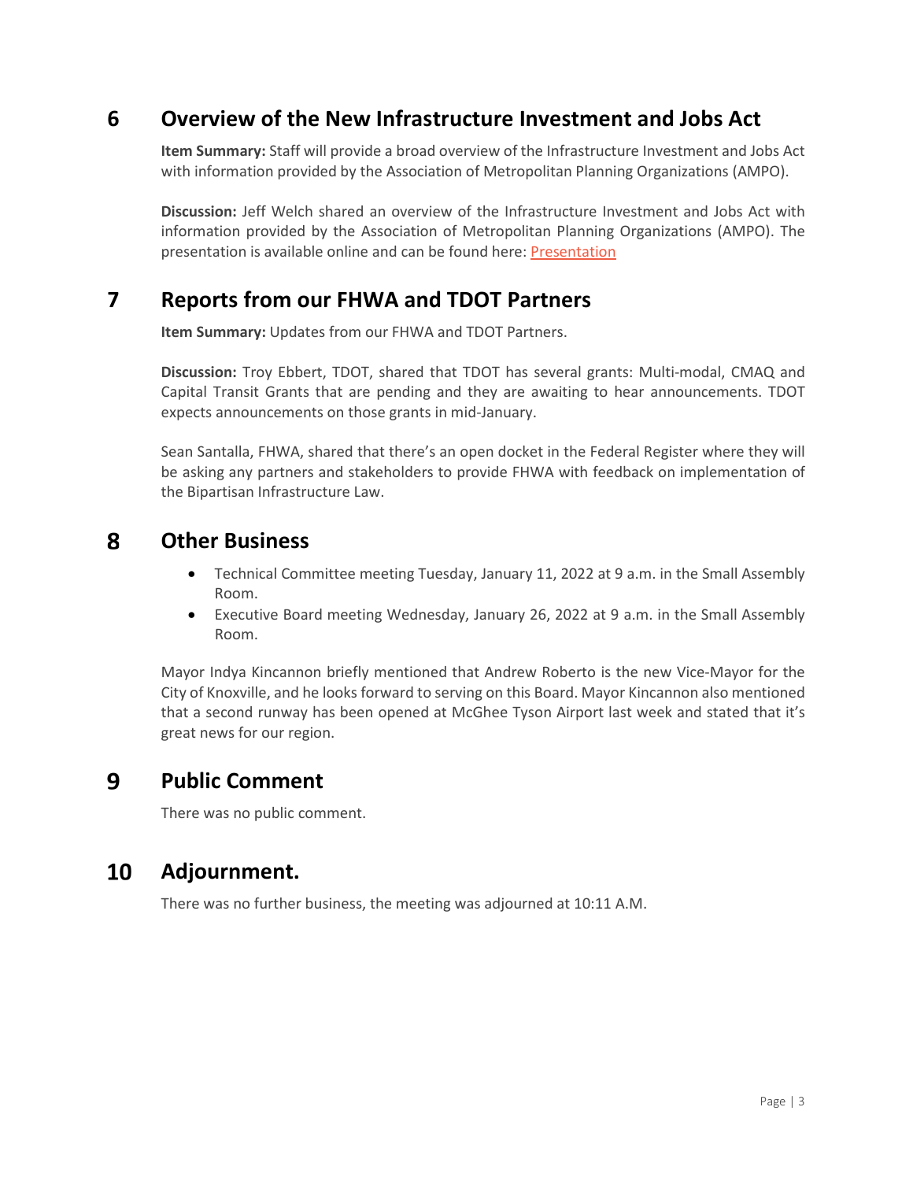## 6 Overview of the New Infrastructure Investment and Jobs Act

**Item Summary:** Staff will provide a broad overview of the Infrastructure Investment and Jobs Act with information provided by the Association of Metropolitan Planning Organizations (AMPO).

**Discussion:** Jeff Welch shared an overview of the Infrastructure Investment and Jobs Act with information provided by the Association of Metropolitan Planning Organizations (AMPO). The presentation is available online and can be found here: Presentation

## 7 Reports from our FHWA and TDOT Partners

**Item Summary:** Updates from our FHWA and TDOT Partners.

**Discussion:** Troy Ebbert, TDOT, shared that TDOT has several grants: Multi-modal, CMAQ and Capital Transit Grants that are pending and they are awaiting to hear announcements. TDOT expects announcements on those grants in mid-January.

Sean Santalla, FHWA, shared that there's an open docket in the Federal Register where they will be asking any partners and stakeholders to provide FHWA with feedback on implementation of the Bipartisan Infrastructure Law.

## 8 Other Business

- Technical Committee meeting Tuesday, January 11, 2022 at 9 a.m. in the Small Assembly Room.
- Executive Board meeting Wednesday, January 26, 2022 at 9 a.m. in the Small Assembly Room.

Mayor Indya Kincannon briefly mentioned that Andrew Roberto is the new Vice-Mayor for the City of Knoxville, and he looks forward to serving on this Board. Mayor Kincannon also mentioned that a second runway has been opened at McGhee Tyson Airport last week and stated that it's great news for our region.

## 9 Public Comment

There was no public comment.

## 10 Adjournment.

There was no further business, the meeting was adjourned at 10:11 A.M.